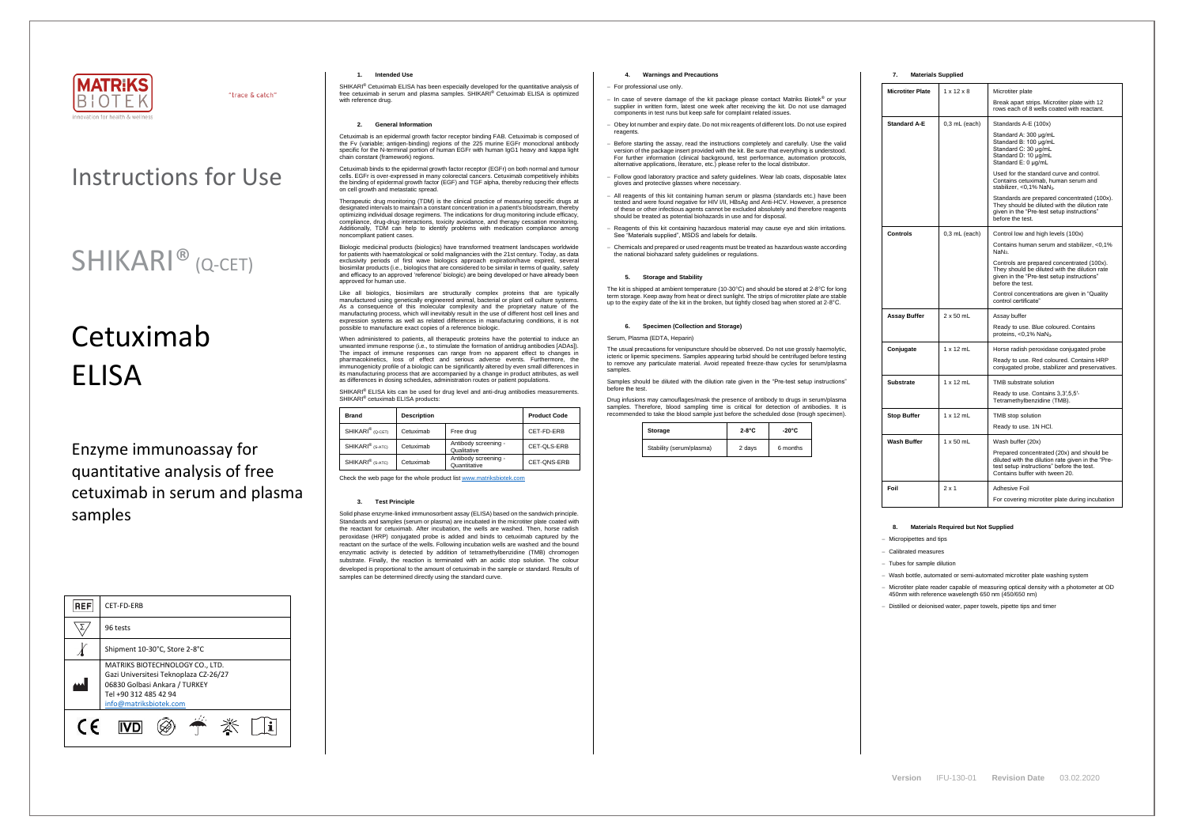MATRIKS BIOTEK

"trace & catch"

Innovation for health & wellness

# Instructions for Use

# SHIKARI® (Q-CET)

# Cetuximab ELISA

## Enzyme immunoassay for quantitative analysis of free cetuximab in serum and plasma samples

| REF | CET-FD-ERB |
|---|---|
| Σ | 96 tests |
| Temperature | Shipment 10-30°C, Store 2-8°C |
| Manufacturer | MATRIKS BIOTECHNOLOGY CO., LTD.<br>Gazi Universitesi Teknoplaza CZ-26/27<br>06830 Golbasi Ankara / TURKEY<br>Tel +90 312 485 42 94<br>info@matriksbiotek.com |

CE IVD

### 1. Intended Use

SHIKARI® Cetuximab ELISA has been especially developed for the quantitative analysis of free cetuximab in serum and plasma samples. SHIKARI® Cetuximab ELISA is optimized with reference drug.

### 2. General Information

Cetuximab is an epidermal growth factor receptor binding FAB. Cetuximab is composed of the Fv (variable; antigen-binding) regions of the 225 murine EGFr monoclonal antibody specific for the N-terminal portion of human EGFr with human IgG1 heavy and kappa light chain constant (framework) regions.

Cetuximab binds to the epidermal growth factor receptor (EGFR) on both normal and tumour cells. EGFr is over-expressed in many colorectal cancers. Cetuximab competitively inhibits the binding of epidermal growth factor (EGF) and TGF alpha, thereby reducing their effects on cell growth and metastatic spread.

Therapeutic drug monitoring (TDM) is the clinical practice of measuring specific drugs at designated intervals to maintain a constant concentration in a patient's bloodstream, thereby optimizing individual dosage regimens. The indications for drug monitoring include efficacy, compliance, drug-drug interactions, toxicity avoidance, and therapy cessation monitoring. Additionally, TDM can help to identify problems with medication compliance among noncompliant patient cases.

Biologic medicinal products (biologics) have transformed treatment landscapes worldwide for patients with haematological or solid malignancies with the 21st century. Today, as data exclusivity periods of first wave biologics approach expiration/have expired, several biosimilar products (i.e., biologics that are considered to be similar in terms of quality, safety and efficacy to an approved 'reference' biologic) are being developed or have already been approved for human use.

Like all biologics, biosimilars are structurally complex proteins that are typically manufactured using genetically engineered animal, bacterial or plant cell culture systems. As a consequence of this molecular complexity and the proprietary nature of the manufacturing process, which will inevitably result in the use of different host cell lines and expression systems as well as related differences in manufacturing conditions, it is not possible to manufacture exact copies of a reference biologic.

When administered to patients, all therapeutic proteins have the potential to induce an unwanted immune response (i.e., to stimulate the formation of antidrug antibodies [ADAs]). The impact of immune responses can range from no apparent effect to changes in pharmacokinetics, loss of effect and serious adverse events. Furthermore, the immunogenicity profile of a biologic can be significantly altered by even small differences in its manufacturing process that are accompanied by a change in product attributes, as well as differences in dosing schedules, administration routes or patient populations.

SHIKARI® ELISA kits can be used for drug level and anti-drug antibodies measurements. SHIKARI® cetuximab ELISA products:

| Brand | Description | | Product Code |
|---|---|---|---|
| SHIKARI® (Q-CET) | Cetuximab | Free drug | CET-FD-ERB |
| SHIKARI® (S-ATC) | Cetuximab | Antibody screening - Qualitative | CET-QLS-ERB |
| SHIKARI® (S-ATC) | Cetuximab | Antibody screening - Quantitative | CET-QNS-ERB |

Check the web page for the whole product list www.matriksbiotek.com

### 3. Test Principle

Solid phase enzyme-linked immunosorbent assay (ELISA) based on the sandwich principle. Standards and samples (serum or plasma) are incubated in the microtiter plate coated with the reactant for cetuximab. After incubation, the wells are washed. Then, horse radish peroxidase (HRP) conjugated probe is added and binds to cetuximab captured by the reactant on the surface of the wells. Following incubation wells are washed and the bound enzymatic activity is detected by addition of tetramethylbenzidine (TMB) chromogen substrate. Finally, the reaction is terminated with an acidic stop solution. The colour developed is proportional to the amount of cetuximab in the sample or standard. Results of samples can be determined directly using the standard curve.

### 4. Warnings and Precautions

- For professional use only.
- In case of severe damage of the kit package please contact Matriks Biotek® or your supplier in written form, latest one week after receiving the kit. Do not use damaged components in test runs but keep safe for complaint related issues.
- Obey lot number and expiry date. Do not mix reagents of different lots. Do not use expired reagents.
- Before starting the assay, read the instructions completely and carefully. Use the valid version of the package insert provided with the kit. Be sure that everything is understood. For further information (clinical background, test performance, automation protocols, alternative applications, literature, etc.) please refer to the local distributor.
- Follow good laboratory practice and safety guidelines. Wear lab coats, disposable latex gloves and protective glasses where necessary.
- All reagents of this kit containing human serum or plasma (standards etc.) have been tested and were found negative for HIV I/II, HBsAg and Anti-HCV. However, a presence of these or other infectious agents cannot be excluded absolutely and therefore reagents should be treated as potential biohazards in use and for disposal.
- Reagents of this kit containing hazardous material may cause eye and skin irritations. See "Materials supplied", MSDS and labels for details.
- Chemicals and prepared or used reagents must be treated as hazardous waste according the national biohazard safety guidelines or regulations.

### 5. Storage and Stability

The kit is shipped at ambient temperature (10-30°C) and should be stored at 2-8°C for long term storage. Keep away from heat or direct sunlight. The strips of microtiter plate are stable up to the expiry date of the kit in the broken, but tightly closed bag when stored at 2-8°C.

### 6. Specimen (Collection and Storage)

Serum, Plasma (EDTA, Heparin)

The usual precautions for venipuncture should be observed. Do not use grossly haemolytic, icteric or lipemic specimens. Samples appearing turbid should be centrifuged before testing to remove any particulate material. Avoid repeated freeze-thaw cycles for serum/plasma samples.

Samples should be diluted with the dilution rate given in the "Pre-test setup instructions" before the test.

Drug infusions may camouflages/mask the presence of antibody to drugs in serum/plasma samples. Therefore, blood sampling time is critical for detection of antibodies. It is recommended to take the blood sample just before the scheduled dose (trough specimen).

| Storage | 2-8°C | -20°C |
|---|---|---|
| Stability (serum/plasma) | 2 days | 6 months |

### 7. Materials Supplied

| Microtiter Plate | 1 x 12 x 8 | Microtiter plate<br>Break apart strips. Microtiter plate with 12 rows each of 8 wells coated with reactant. |
|---|---|---|
| Standard A-E | 0,3 mL (each) | Standards A-E (100x)<br>Standard A: 300 µg/mL<br>Standard B: 100 µg/mL<br>Standard C: 30 µg/mL<br>Standard D: 10 µg/mL<br>Standard E: 0 µg/mL<br>Used for the standard curve and control. Contains cetuximab, human serum and stabilizer, <0,1% $NaN_3$.<br>Standards are prepared concentrated (100x). They should be diluted with the dilution rate given in the "Pre-test setup instructions" before the test. |
| Controls | 0,3 mL (each) | Control low and high levels (100x)<br>Contains human serum and stabilizer, <0,1% $NaN_3$.<br>Controls are prepared concentrated (100x). They should be diluted with the dilution rate given in the "Pre-test setup instructions" before the test.<br>Control concentrations are given in "Quality control certificate" |
| Assay Buffer | 2 x 50 mL | Assay buffer<br>Ready to use. Blue coloured. Contains proteins, <0,1% $NaN_3$. |
| Conjugate | 1 x 12 mL | Horse radish peroxidase conjugated probe<br>Ready to use. Red coloured. Contains HRP conjugated probe, stabilizer and preservatives. |
| Substrate | 1 x 12 mL | TMB substrate solution<br>Ready to use. Contains 3,3',5,5'-Tetramethylbenzidine (TMB). |
| Stop Buffer | 1 x 12 mL | TMB stop solution<br>Ready to use. 1N HCl. |
| Wash Buffer | 1 x 50 mL | Wash buffer (20x)<br>Prepared concentrated (20x) and should be diluted with the dilution rate given in the "Pre-test setup instructions" before the test. Contains buffer with tween 20. |
| Foil | 2 x 1 | Adhesive Foil<br>For covering microtiter plate during incubation |

### 8. Materials Required but Not Supplied

- Micropipettes and tips
- Calibrated measures
- Tubes for sample dilution
- Wash bottle, automated or semi-automated microtiter plate washing system
- Microtiter plate reader capable of measuring optical density with a photometer at OD 450nm with reference wavelength 650 nm (450/650 nm)
- Distilled or deionised water, paper towels, pipette tips and timer

Version IFU-130-01 Revision Date 03.02.2020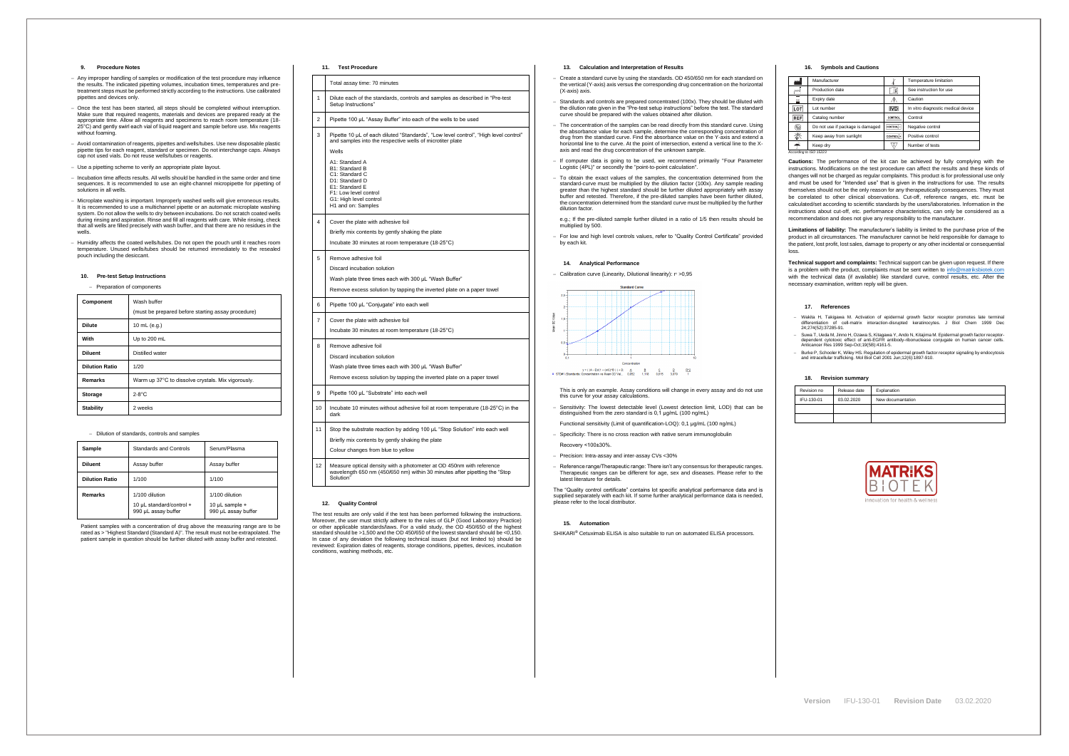## 9. Procedure Notes

- Any improper handling of samples or modification of the test procedure may influence the results. The indicated pipetting volumes, incubation times, temperatures and pre-treatment steps must be performed strictly according to the instructions. Use calibrated pipettes and devices only.
- Once the test has been started, all steps should be completed without interruption. Make sure that required reagents, materials and devices are prepared ready at the appropriate time. Allow all reagents and specimens to reach room temperature (18-25°C) and gently swirl each vial of liquid reagent and sample before use. Mix reagents without foaming.
- Avoid contamination of reagents, pipettes and wells/tubes. Use new disposable plastic pipette tips for each reagent, standard or specimen. Do not interchange caps. Always cap not used vials. Do not reuse wells/tubes or reagents.
- Use a pipetting scheme to verify an appropriate plate layout.
- Incubation time affects results. All wells should be handled in the same order and time sequences. It is recommended to use an eight-channel micropipette for pipetting of solutions in all wells.
- Microplate washing is important. Improperly washed wells will give erroneous results. It is recommended to use a multichannel pipette or an automatic microplate washing system. Do not allow the wells to dry between incubations. Do not scratch coated wells during rinsing and aspiration. Rinse and fill all reagents with care. While rinsing, check that all wells are filled precisely with wash buffer, and that there are no residues in the wells.
- Humidity affects the coated wells/tubes. Do not open the pouch until it reaches room temperature. Unused wells/tubes should be returned immediately to the resealed pouch including the desiccant.

## 10. Pre-test Setup Instructions

- Preparation of components

| Component | Wash buffer<br>(must be prepared before starting assay procedure) |
|---|---|
| **Dilute** | 10 mL (e.g.) |
| **With** | Up to 200 mL |
| **Diluent** | Distilled water |
| **Dilution Ratio** | 1/20 |
| **Remarks** | Warm up 37°C to dissolve crystals. Mix vigorously. |
| **Storage** | 2-8°C |
| **Stability** | 2 weeks |

- Dilution of standards, controls and samples

| Sample | Standards and Controls | Serum/Plasma |
|---|---|---|
| **Diluent** | Assay buffer | Assay buffer |
| **Dilution Ratio** | 1/100 | 1/100 |
| **Remarks** | 1/100 dilution<br>10 µL standard/control + 990 µL assay buffer | 1/100 dilution<br>10 µL sample + 990 µL assay buffer |

Patient samples with a concentration of drug above the measuring range are to be rated as > "Highest Standard (Standard A)". The result must not be extrapolated. The patient sample in question should be further diluted with assay buffer and retested.

## 11. Test Procedure

| | Total assay time: 70 minutes |
|---|---|
| 1 | Dilute each of the standards, controls and samples as described in "Pre-test Setup Instructions" |
| 2 | Pipette 100 µL "Assay Buffer" into each of the wells to be used |
| 3 | Pipette 10 µL of each diluted "Standards", "Low level control", "High level control" and samples into the respective wells of microtiter plate<br>Wells<br>A1: Standard A<br>B1: Standard B<br>C1: Standard C<br>D1: Standard D<br>E1: Standard E<br>F1: Low level control<br>G1: High level control<br>H1 and on: Samples |
| 4 | Cover the plate with adhesive foil<br>Briefly mix contents by gently shaking the plate<br>Incubate 30 minutes at room temperature (18-25°C) |
| 5 | Remove adhesive foil<br>Discard incubation solution<br>Wash plate three times each with 300 µL "Wash Buffer"<br>Remove excess solution by tapping the inverted plate on a paper towel |
| 6 | Pipette 100 µL "Conjugate" into each well |
| 7 | Cover the plate with adhesive foil<br>Incubate 30 minutes at room temperature (18-25°C) |
| 8 | Remove adhesive foil<br>Discard incubation solution<br>Wash plate three times each with 300 µL "Wash Buffer"<br>Remove excess solution by tapping the inverted plate on a paper towel |
| 9 | Pipette 100 µL "Substrate" into each well |
| 10 | Incubate 10 minutes without adhesive foil at room temperature (18-25°C) in the dark |
| 11 | Stop the substrate reaction by adding 100 µL "Stop Solution" into each well<br>Briefly mix contents by gently shaking the plate<br>Colour changes from blue to yellow |
| 12 | Measure optical density with a photometer at OD 450nm with reference wavelength 650 nm (450/650 nm) within 30 minutes after pipetting the "Stop Solution" |

## 12. Quality Control

The test results are only valid if the test has been performed following the instructions. Moreover, the user must strictly adhere to the rules of GLP (Good Laboratory Practice) or other applicable standards/laws. For a valid study, the OD 450/650 of the highest standard should be >1,500 and the OD 450/650 of the lowest standard should be <0,150. In case of any deviation the following technical issues (but not limited to) should be reviewed: Expiration dates of reagents, storage conditions, pipettes, devices, incubation conditions, washing methods, etc.

## 13. Calculation and Interpretation of Results

- Create a standard curve by using the standards. OD 450/650 nm for each standard on the vertical (Y-axis) axis versus the corresponding drug concentration on the horizontal (X-axis) axis.
- Standards and controls are prepared concentrated (100x). They should be diluted with the dilution rate given in the "Pre-test setup instructions" before the test. The standard curve should be prepared with the values obtained after dilution.
- The concentration of the samples can be read directly from this standard curve. Using the absorbance value for each sample, determine the corresponding concentration of drug from the standard curve. Find the absorbance value on the Y-axis and extend a horizontal line to the curve. At the point of intersection, extend a vertical line to the X-axis and read the drug concentration of the unknown sample.
- If computer data is going to be used, we recommend primarily "Four Parameter Logistic (4PL)" or secondly the "point-to-point calculation".
- To obtain the exact values of the samples, the concentration determined from the standard-curve must be multiplied by the dilution factor (100x). Any sample reading greater than the highest standard should be further diluted appropriately with assay buffer and retested. Therefore, if the pre-diluted samples have been further diluted, the concentration determined from the standard curve must be multiplied by the further dilution factor.

e.g.; If the pre-diluted sample further diluted in a ratio of 1/5 then results should be multiplied by 500.

- For low and high level controls values, refer to "Quality Control Certificate" provided by each kit.

## 14. Analytical Performance

- Calibration curve (Linearity, Dilutional linearity): r² >0,95

Standard Curve

Mean OD Value

Concentration

This is only an example. Assay conditions will change in every assay and do not use this curve for your assay calculations.

- Sensitivity: The lowest detectable level (Lowest detection limit, LOD) that can be distinguished from the zero standard is 0,1 µg/mL (100 ng/mL)

Functional sensitivity (Limit of quantification-LOQ): 0,1 µg/mL (100 ng/mL)

- Specificity: There is no cross reaction with native serum immunoglobulin

Recovery <100±30%.

- Precision: Intra-assay and inter-assay CVs <30%
- Reference range/Therapeutic range: There isn't any consensus for therapeutic ranges. Therapeutic ranges can be different for age, sex and diseases. Please refer to the latest literature for details.

The "Quality control certificate" contains lot specific analytical performance data and is supplied separately with each kit. If some further analytical performance data is needed, please refer to the local distributor.

## 15. Automation

SHIKARI® Cetuximab ELISA is also suitable to run on automated ELISA processors.

## 16. Symbols and Cautions

| | | | |
|---|---|---|---|
| | Manufacturer | | Temperature limitation |
| | Production date | | See instruction for use |
| | Expiry date | | Caution |
| LOT | Lot number | IVD | In vitro diagnostic medical device |
| REF | Catalog number | CONTROL | Control |
| | Do not use if package is damaged | CONTROL - | Negative control |
| | Keep away from sunlight | CONTROL + | Positive control |
| | Keep dry | | Number of tests |

*According to ISO 15223*

**Cautions:** The performance of the kit can be achieved by fully complying with the instructions. Modifications on the test procedure can affect the results and these kinds of changes will not be charged as regular complaints. This product is for professional use only and must be used for "Intended use" that is given in the instructions for use. The results themselves should not be the only reason for any therapeutically consequences. They must be correlated to other clinical observations. Cut-off, reference ranges, etc. must be calculated/set according to scientific standards by the users/laboratories. Information in the instructions about cut-off, etc. performance characteristics, can only be considered as a recommendation and does not give any responsibility to the manufacturer.

**Limitations of liability:** The manufacturer's liability is limited to the purchase price of the product in all circumstances. The manufacturer cannot be held responsible for damage to the patient, lost profit, lost sales, damage to property or any other incidental or consequential loss.

**Technical support and complaints:** Technical support can be given upon request. If there is a problem with the product, complaints must be sent written to info@matriksbiotek.com with the technical data (if available) like standard curve, control results, etc. After the necessary examination, written reply will be given.

## 17. References

- Wakita H, Takigawa M. Activation of epidermal growth factor receptor promotes late terminal differentiation of cell-matrix interaction-disrupted keratinocytes. J Biol Chem 1999 Dec 24;274(52):37285-91.
- Suwa T, Ueda M, Jinno H, Ozawa S, Kitagawa Y, Ando N, Kitajima M. Epidermal growth factor receptor-dependent cytotoxic effect of anti-EGFR antibody-ribonuclease conjugate on human cancer cells. Anticancer Res 1999 Sep-Oct;19(5B):4161-5.
- Burke P, Schooler K, Wiley HS. Regulation of epidermal growth factor receptor signaling by endocytosis and intracellular trafficking. Mol Biol Cell 2001 Jun;12(6):1897-910.

## 18. Revision summary

| Revision no | Release date | Explanation |
|---|---|---|
| IFU-130-01 | 03.02.2020 | New documantation |
| | | |
| | | |

MATRIKS BIOTEK

innovation for health & wellness